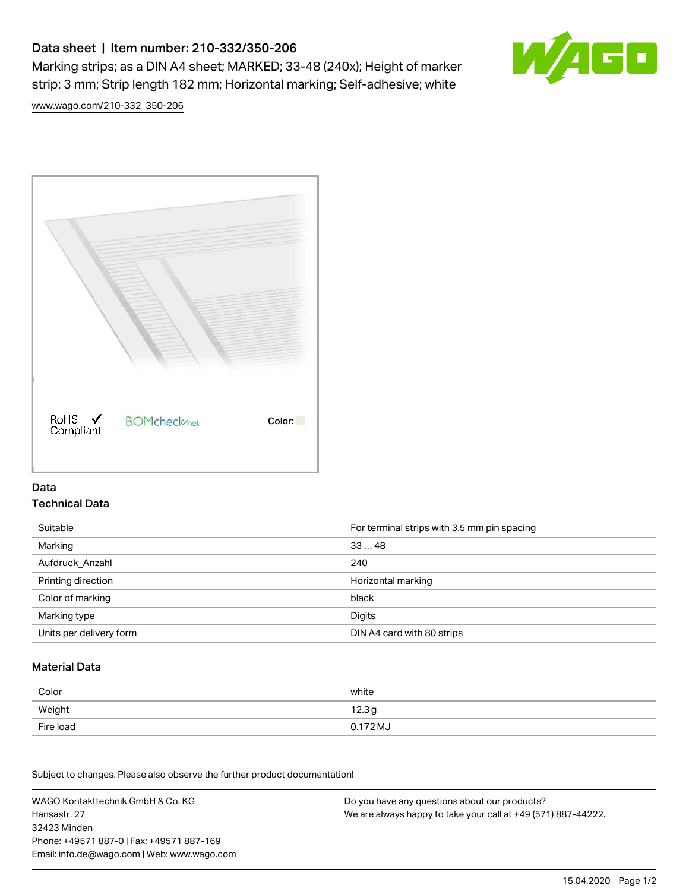# Data sheet | Item number: 210-332/350-206

Marking strips; as a DIN A4 sheet; MARKED; 33-48 (240x); Height of marker strip: 3 mm; Strip length 182 mm; Horizontal marking; Self-adhesive; white

www.wago.com/210-332_350-206

RoHS Compliant ✓ BOMcheck.net Color:

## Data

### Technical Data

| | |
|---|---|
| Suitable | For terminal strips with 3.5 mm pin spacing |
| Marking | 33 … 48 |
| Aufdruck_Anzahl | 240 |
| Printing direction | Horizontal marking |
| Color of marking | black |
| Marking type | Digits |
| Units per delivery form | DIN A4 card with 80 strips |

### Material Data

| | |
|---|---|
| Color | white |
| Weight | 12.3 g |
| Fire load | 0.172 MJ |

Subject to changes. Please also observe the further product documentation!

WAGO Kontakttechnik GmbH & Co. KG
Hansastr. 27
32423 Minden
Phone: +49571 887-0 | Fax: +49571 887-169
Email: info.de@wago.com | Web: www.wago.com

Do you have any questions about our products?
We are always happy to take your call at +49 (571) 887-44222.

15.04.2020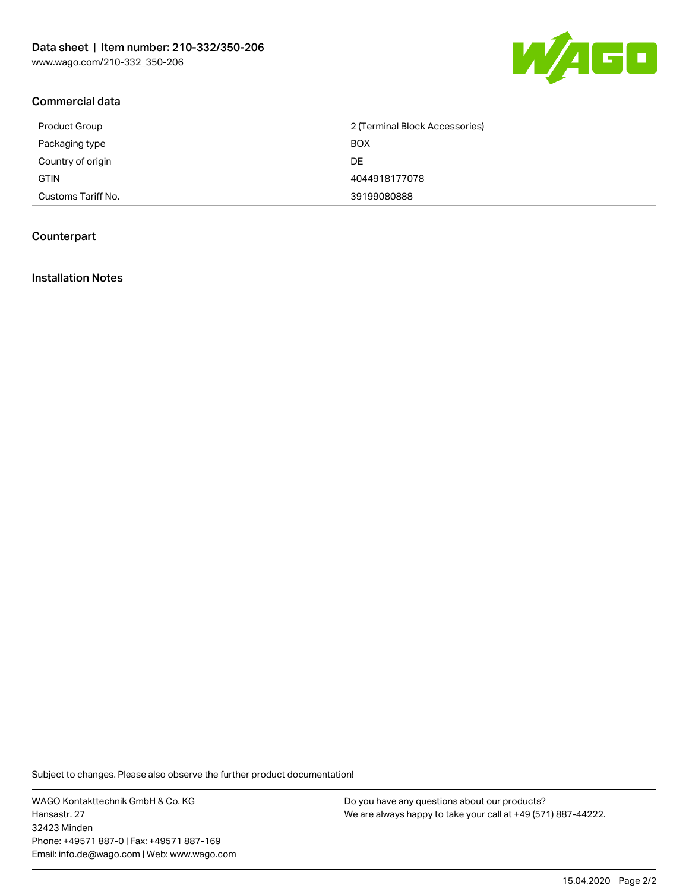## Commercial data

| | |
|---|---|
| Product Group | 2 (Terminal Block Accessories) |
| Packaging type | BOX |
| Country of origin | DE |
| GTIN | 4044918177078 |
| Customs Tariff No. | 39199080888 |

## Counterpart

## Installation Notes

Subject to changes. Please also observe the further product documentation!

WAGO Kontakttechnik GmbH & Co. KG
Hansastr. 27
32423 Minden
Phone: +49571 887-0 | Fax: +49571 887-169
Email: info.de@wago.com | Web: www.wago.com

Do you have any questions about our products?
We are always happy to take your call at +49 (571) 887-44222.

15.04.2020